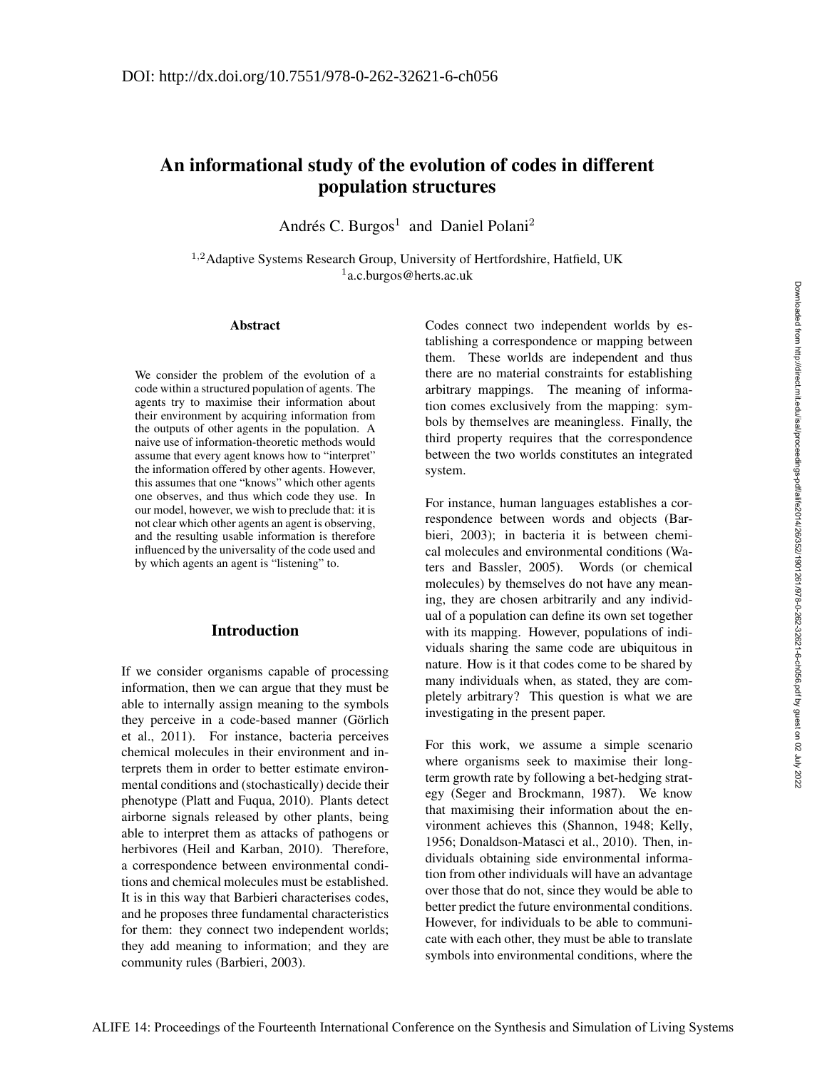DOI: http://dx.doi.org/10.7551/978-0-262-32621-6-ch056

# An informational study of the evolution of codes in different population structures

Andrés C. Burgos[1] and Daniel Polani[2]

[1,2]Adaptive Systems Research Group, University of Hertfordshire, Hatfield, UK
[1]a.c.burgos@herts.ac.uk

### Abstract

We consider the problem of the evolution of a code within a structured population of agents. The agents try to maximise their information about their environment by acquiring information from the outputs of other agents in the population. A naive use of information-theoretic methods would assume that every agent knows how to "interpret" the information offered by other agents. However, this assumes that one "knows" which other agents one observes, and thus which code they use. In our model, however, we wish to preclude that: it is not clear which other agents an agent is observing, and the resulting usable information is therefore influenced by the universality of the code used and by which agents an agent is "listening" to.

## Introduction

If we consider organisms capable of processing information, then we can argue that they must be able to internally assign meaning to the symbols they perceive in a code-based manner (Görlich et al., 2011). For instance, bacteria perceives chemical molecules in their environment and interprets them in order to better estimate environmental conditions and (stochastically) decide their phenotype (Platt and Fuqua, 2010). Plants detect airborne signals released by other plants, being able to interpret them as attacks of pathogens or herbivores (Heil and Karban, 2010). Therefore, a correspondence between environmental conditions and chemical molecules must be established. It is in this way that Barbieri characterises codes, and he proposes three fundamental characteristics for them: they connect two independent worlds; they add meaning to information; and they are community rules (Barbieri, 2003).

Codes connect two independent worlds by establishing a correspondence or mapping between them. These worlds are independent and thus there are no material constraints for establishing arbitrary mappings. The meaning of information comes exclusively from the mapping: symbols by themselves are meaningless. Finally, the third property requires that the correspondence between the two worlds constitutes an integrated system.

For instance, human languages establishes a correspondence between words and objects (Barbieri, 2003); in bacteria it is between chemical molecules and environmental conditions (Waters and Bassler, 2005). Words (or chemical molecules) by themselves do not have any meaning, they are chosen arbitrarily and any individual of a population can define its own set together with its mapping. However, populations of individuals sharing the same code are ubiquitous in nature. How is it that codes come to be shared by many individuals when, as stated, they are completely arbitrary? This question is what we are investigating in the present paper.

For this work, we assume a simple scenario where organisms seek to maximise their long-term growth rate by following a bet-hedging strategy (Seger and Brockmann, 1987). We know that maximising their information about the environment achieves this (Shannon, 1948; Kelly, 1956; Donaldson-Matasci et al., 2010). Then, individuals obtaining side environmental information from other individuals will have an advantage over those that do not, since they would be able to better predict the future environmental conditions. However, for individuals to be able to communicate with each other, they must be able to translate symbols into environmental conditions, where the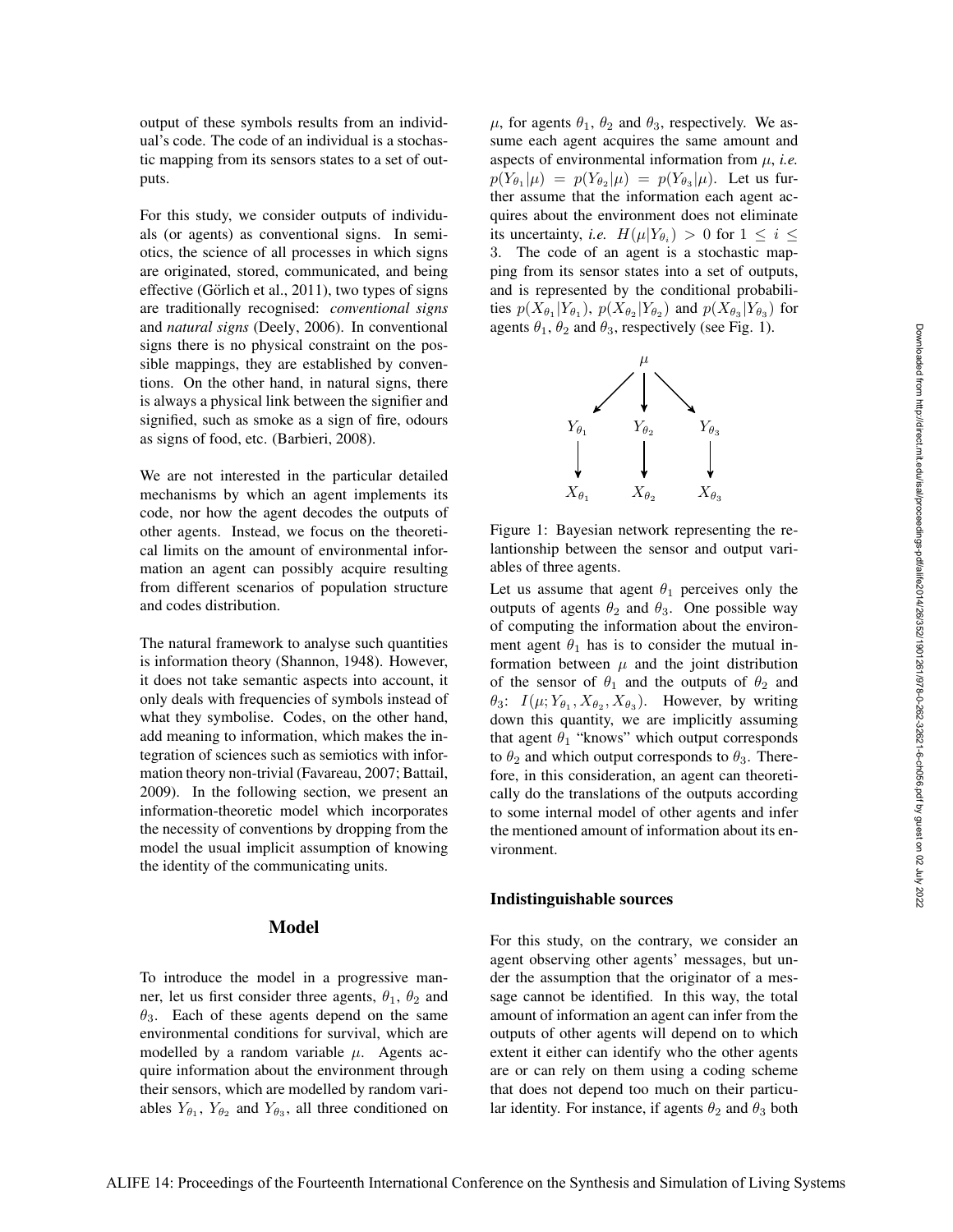output of these symbols results from an individual's code. The code of an individual is a stochastic mapping from its sensors states to a set of outputs.

For this study, we consider outputs of individuals (or agents) as conventional signs. In semiotics, the science of all processes in which signs are originated, stored, communicated, and being effective (Görlich et al., 2011), two types of signs are traditionally recognised: *conventional signs* and *natural signs* (Deely, 2006). In conventional signs there is no physical constraint on the possible mappings, they are established by conventions. On the other hand, in natural signs, there is always a physical link between the signifier and signified, such as smoke as a sign of fire, odours as signs of food, etc. (Barbieri, 2008).

We are not interested in the particular detailed mechanisms by which an agent implements its code, nor how the agent decodes the outputs of other agents. Instead, we focus on the theoretical limits on the amount of environmental information an agent can possibly acquire resulting from different scenarios of population structure and codes distribution.

The natural framework to analyse such quantities is information theory (Shannon, 1948). However, it does not take semantic aspects into account, it only deals with frequencies of symbols instead of what they symbolise. Codes, on the other hand, add meaning to information, which makes the integration of sciences such as semiotics with information theory non-trivial (Favareau, 2007; Battail, 2009). In the following section, we present an information-theoretic model which incorporates the necessity of conventions by dropping from the model the usual implicit assumption of knowing the identity of the communicating units.

## Model

To introduce the model in a progressive manner, let us first consider three agents, $\theta_1$, $\theta_2$ and $\theta_3$. Each of these agents depend on the same environmental conditions for survival, which are modelled by a random variable $\mu$. Agents acquire information about the environment through their sensors, which are modelled by random variables $Y_{\theta_1}$, $Y_{\theta_2}$ and $Y_{\theta_3}$, all three conditioned on $\mu$, for agents $\theta_1$, $\theta_2$ and $\theta_3$, respectively. We assume each agent acquires the same amount and aspects of environmental information from $\mu$, *i.e.* $p(Y_{\theta_1}|\mu) = p(Y_{\theta_2}|\mu) = p(Y_{\theta_3}|\mu)$. Let us further assume that the information each agent acquires about the environment does not eliminate its uncertainty, *i.e.* $H(\mu|Y_{\theta_i}) > 0$ for $1 \leq i \leq 3$. The code of an agent is a stochastic mapping from its sensor states into a set of outputs, and is represented by the conditional probabilities $p(X_{\theta_1}|Y_{\theta_1})$, $p(X_{\theta_2}|Y_{\theta_2})$ and $p(X_{\theta_3}|Y_{\theta_3})$ for agents $\theta_1$, $\theta_2$ and $\theta_3$, respectively (see Fig. 1).

Figure 1: Bayesian network representing the relantionship between the sensor and output variables of three agents.

Let us assume that agent $\theta_1$ perceives only the outputs of agents $\theta_2$ and $\theta_3$. One possible way of computing the information about the environment agent $\theta_1$ has is to consider the mutual information between $\mu$ and the joint distribution of the sensor of $\theta_1$ and the outputs of $\theta_2$ and $\theta_3$: $I(\mu; Y_{\theta_1}, X_{\theta_2}, X_{\theta_3})$. However, by writing down this quantity, we are implicitly assuming that agent $\theta_1$ "knows" which output corresponds to $\theta_2$ and which output corresponds to $\theta_3$. Therefore, in this consideration, an agent can theoretically do the translations of the outputs according to some internal model of other agents and infer the mentioned amount of information about its environment.

### Indistinguishable sources

For this study, on the contrary, we consider an agent observing other agents' messages, but under the assumption that the originator of a message cannot be identified. In this way, the total amount of information an agent can infer from the outputs of other agents will depend on to which extent it either can identify who the other agents are or can rely on them using a coding scheme that does not depend too much on their particular identity. For instance, if agents $\theta_2$ and $\theta_3$ both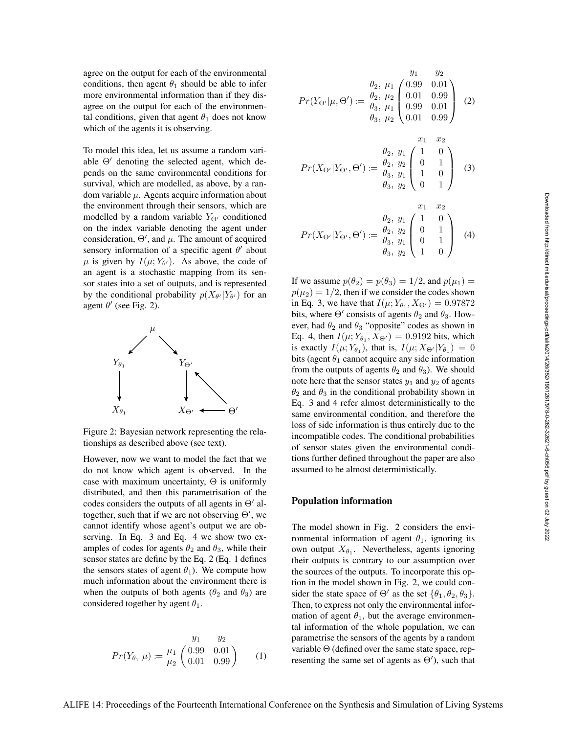agree on the output for each of the environmental conditions, then agent $\theta_1$ should be able to infer more environmental information than if they disagree on the output for each of the environmental conditions, given that agent $\theta_1$ does not know which of the agents it is observing.

To model this idea, let us assume a random variable $\Theta'$ denoting the selected agent, which depends on the same environmental conditions for survival, which are modelled, as above, by a random variable $\mu$. Agents acquire information about the environment through their sensors, which are modelled by a random variable $Y_{\Theta'}$ conditioned on the index variable denoting the agent under consideration, $\Theta'$, and $\mu$. The amount of acquired sensory information of a specific agent $\theta'$ about $\mu$ is given by $I(\mu; Y_{\theta'})$. As above, the code of an agent is a stochastic mapping from its sensor states into a set of outputs, and is represented by the conditional probability $p(X_{\theta'}|Y_{\theta'})$ for an agent $\theta'$ (see Fig. 2).

Figure 2: Bayesian network representing the relationships as described above (see text).

However, now we want to model the fact that we do not know which agent is observed. In the case with maximum uncertainty, $\Theta$ is uniformly distributed, and then this parametrisation of the codes considers the outputs of all agents in $\Theta'$ altogether, such that if we are not observing $\Theta'$, we cannot identify whose agent's output we are observing. In Eq. 3 and Eq. 4 we show two examples of codes for agents $\theta_2$ and $\theta_3$, while their sensor states are define by the Eq. 2 (Eq. 1 defines the sensors states of agent $\theta_1$). We compute how much information about the environment there is when the outputs of both agents ($\theta_2$ and $\theta_3$) are considered together by agent $\theta_1$.

$$Pr(Y_{\theta_1}|\mu) := \begin{array}{c} \\ \mu_1 \\ \mu_2 \end{array} \begin{array}{c} \begin{array}{cc} y_1 & y_2 \end{array} \\ \begin{pmatrix} 0.99 & 0.01 \\ 0.01 & 0.99 \end{pmatrix} \end{array} \tag{1}$$

$$Pr(Y_{\Theta'}|\mu, \Theta') := \begin{array}{c} \\ \theta_2,\ \mu_1 \\ \theta_2,\ \mu_2 \\ \theta_3,\ \mu_1 \\ \theta_3,\ \mu_2 \end{array} \begin{array}{c} \begin{array}{cc} y_1 & y_2 \end{array} \\ \begin{pmatrix} 0.99 & 0.01 \\ 0.01 & 0.99 \\ 0.99 & 0.01 \\ 0.01 & 0.99 \end{pmatrix} \end{array} \tag{2}$$

$$Pr(X_{\Theta'}|Y_{\Theta'}, \Theta') := \begin{array}{c} \\ \theta_2,\ y_1 \\ \theta_2,\ y_2 \\ \theta_3,\ y_1 \\ \theta_3,\ y_2 \end{array} \begin{array}{c} \begin{array}{cc} x_1 & x_2 \end{array} \\ \begin{pmatrix} 1 & 0 \\ 0 & 1 \\ 1 & 0 \\ 0 & 1 \end{pmatrix} \end{array} \tag{3}$$

$$Pr(X_{\Theta'}|Y_{\Theta'}, \Theta') := \begin{array}{c} \\ \theta_2,\ y_1 \\ \theta_2,\ y_2 \\ \theta_3,\ y_1 \\ \theta_3,\ y_2 \end{array} \begin{array}{c} \begin{array}{cc} x_1 & x_2 \end{array} \\ \begin{pmatrix} 1 & 0 \\ 0 & 1 \\ 0 & 1 \\ 1 & 0 \end{pmatrix} \end{array} \tag{4}$$

If we assume $p(\theta_2) = p(\theta_3) = 1/2$, and $p(\mu_1) = p(\mu_2) = 1/2$, then if we consider the codes shown in Eq. 3, we have that $I(\mu; Y_{\theta_1}, X_{\Theta'}) = 0.97872$ bits, where $\Theta'$ consists of agents $\theta_2$ and $\theta_3$. However, had $\theta_2$ and $\theta_3$ "opposite" codes as shown in Eq. 4, then $I(\mu; Y_{\theta_1}, X_{\Theta'}) = 0.9192$ bits, which is exactly $I(\mu; Y_{\theta_1})$, that is, $I(\mu; X_{\Theta'}|Y_{\theta_1}) = 0$ bits (agent $\theta_1$ cannot acquire any side information from the outputs of agents $\theta_2$ and $\theta_3$). We should note here that the sensor states $y_1$ and $y_2$ of agents $\theta_2$ and $\theta_3$ in the conditional probability shown in Eq. 3 and 4 refer almost deterministically to the same environmental condition, and therefore the loss of side information is thus entirely due to the incompatible codes. The conditional probabilities of sensor states given the environmental conditions further defined throughout the paper are also assumed to be almost deterministically.

## Population information

The model shown in Fig. 2 considers the environmental information of agent $\theta_1$, ignoring its own output $X_{\theta_1}$. Nevertheless, agents ignoring their outputs is contrary to our assumption over the sources of the outputs. To incorporate this option in the model shown in Fig. 2, we could consider the state space of $\Theta'$ as the set $\{\theta_1, \theta_2, \theta_3\}$. Then, to express not only the environmental information of agent $\theta_1$, but the average environmental information of the whole population, we can parametrise the sensors of the agents by a random variable $\Theta$ (defined over the same state space, representing the same set of agents as $\Theta'$), such that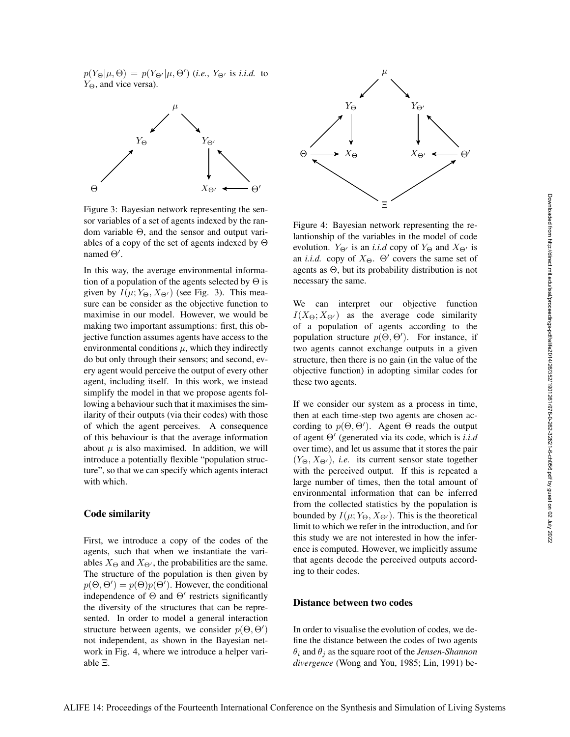$p(Y_\Theta|\mu, \Theta) = p(Y_{\Theta'}|\mu, \Theta')$ (*i.e.*, $Y_{\Theta'}$ is *i.i.d.* to $Y_\Theta$, and vice versa).

Figure 3: Bayesian network representing the sensor variables of a set of agents indexed by the random variable $\Theta$, and the sensor and output variables of a copy of the set of agents indexed by $\Theta$ named $\Theta'$.

In this way, the average environmental information of a population of the agents selected by $\Theta$ is given by $I(\mu; Y_\Theta, X_{\Theta'})$ (see Fig. 3). This measure can be consider as the objective function to maximise in our model. However, we would be making two important assumptions: first, this objective function assumes agents have access to the environmental conditions $\mu$, which they indirectly do but only through their sensors; and second, every agent would perceive the output of every other agent, including itself. In this work, we instead simplify the model in that we propose agents following a behaviour such that it maximises the similarity of their outputs (via their codes) with those of which the agent perceives. A consequence of this behaviour is that the average information about $\mu$ is also maximised. In addition, we will introduce a potentially flexible "population structure", so that we can specify which agents interact with which.

## Code similarity

First, we introduce a copy of the codes of the agents, such that when we instantiate the variables $X_\Theta$ and $X_{\Theta'}$, the probabilities are the same. The structure of the population is then given by $p(\Theta, \Theta') = p(\Theta)p(\Theta')$. However, the conditional independence of $\Theta$ and $\Theta'$ restricts significantly the diversity of the structures that can be represented. In order to model a general interaction structure between agents, we consider $p(\Theta, \Theta')$ not independent, as shown in the Bayesian network in Fig. 4, where we introduce a helper variable $\Xi$.

Figure 4: Bayesian network representing the relantionship of the variables in the model of code evolution. $Y_{\Theta'}$ is an *i.i.d* copy of $Y_\Theta$ and $X_{\Theta'}$ is an *i.i.d.* copy of $X_\Theta$. $\Theta'$ covers the same set of agents as $\Theta$, but its probability distribution is not necessary the same.

We can interpret our objective function $I(X_\Theta; X_{\Theta'})$ as the average code similarity of a population of agents according to the population structure $p(\Theta, \Theta')$. For instance, if two agents cannot exchange outputs in a given structure, then there is no gain (in the value of the objective function) in adopting similar codes for these two agents.

If we consider our system as a process in time, then at each time-step two agents are chosen according to $p(\Theta, \Theta')$. Agent $\Theta$ reads the output of agent $\Theta'$ (generated via its code, which is *i.i.d* over time), and let us assume that it stores the pair $(Y_\Theta, X_{\Theta'})$, *i.e.* its current sensor state together with the perceived output. If this is repeated a large number of times, then the total amount of environmental information that can be inferred from the collected statistics by the population is bounded by $I(\mu; Y_\Theta, X_{\Theta'})$. This is the theoretical limit to which we refer in the introduction, and for this study we are not interested in how the inference is computed. However, we implicitly assume that agents decode the perceived outputs according to their codes.

## Distance between two codes

In order to visualise the evolution of codes, we define the distance between the codes of two agents $\theta_i$ and $\theta_j$ as the square root of the *Jensen-Shannon divergence* (Wong and You, 1985; Lin, 1991) be-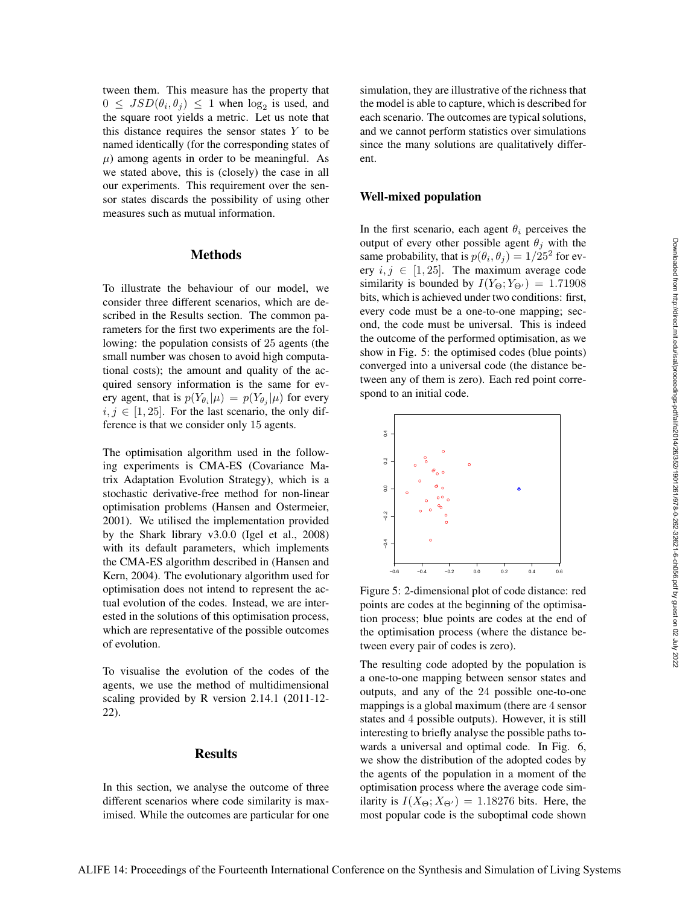tween them. This measure has the property that $0 \leq JSD(\theta_i, \theta_j) \leq 1$ when $\log_2$ is used, and the square root yields a metric. Let us note that this distance requires the sensor states $Y$ to be named identically (for the corresponding states of $\mu$) among agents in order to be meaningful. As we stated above, this is (closely) the case in all our experiments. This requirement over the sensor states discards the possibility of using other measures such as mutual information.

## Methods

To illustrate the behaviour of our model, we consider three different scenarios, which are described in the Results section. The common parameters for the first two experiments are the following: the population consists of 25 agents (the small number was chosen to avoid high computational costs); the amount and quality of the acquired sensory information is the same for every agent, that is $p(Y_{\theta_i}|\mu) = p(Y_{\theta_j}|\mu)$ for every $i, j \in [1, 25]$. For the last scenario, the only difference is that we consider only 15 agents.

The optimisation algorithm used in the following experiments is CMA-ES (Covariance Matrix Adaptation Evolution Strategy), which is a stochastic derivative-free method for non-linear optimisation problems (Hansen and Ostermeier, 2001). We utilised the implementation provided by the Shark library v3.0.0 (Igel et al., 2008) with its default parameters, which implements the CMA-ES algorithm described in (Hansen and Kern, 2004). The evolutionary algorithm used for optimisation does not intend to represent the actual evolution of the codes. Instead, we are interested in the solutions of this optimisation process, which are representative of the possible outcomes of evolution.

To visualise the evolution of the codes of the agents, we use the method of multidimensional scaling provided by R version 2.14.1 (2011-12-22).

## Results

In this section, we analyse the outcome of three different scenarios where code similarity is maximised. While the outcomes are particular for one simulation, they are illustrative of the richness that the model is able to capture, which is described for each scenario. The outcomes are typical solutions, and we cannot perform statistics over simulations since the many solutions are qualitatively different.

### Well-mixed population

In the first scenario, each agent $\theta_i$ perceives the output of every other possible agent $\theta_j$ with the same probability, that is $p(\theta_i, \theta_j) = 1/25^2$ for every $i, j \in [1, 25]$. The maximum average code similarity is bounded by $I(Y_\Theta; Y_{\Theta'}) = 1.71908$ bits, which is achieved under two conditions: first, every code must be a one-to-one mapping; second, the code must be universal. This is indeed the outcome of the performed optimisation, as we show in Fig. 5: the optimised codes (blue points) converged into a universal code (the distance between any of them is zero). Each red point correspond to an initial code.

Figure 5: 2-dimensional plot of code distance: red points are codes at the beginning of the optimisation process; blue points are codes at the end of the optimisation process (where the distance between every pair of codes is zero).

The resulting code adopted by the population is a one-to-one mapping between sensor states and outputs, and any of the 24 possible one-to-one mappings is a global maximum (there are 4 sensor states and 4 possible outputs). However, it is still interesting to briefly analyse the possible paths towards a universal and optimal code. In Fig. 6, we show the distribution of the adopted codes by the agents of the population in a moment of the optimisation process where the average code similarity is $I(X_\Theta; X_{\Theta'}) = 1.18276$ bits. Here, the most popular code is the suboptimal code shown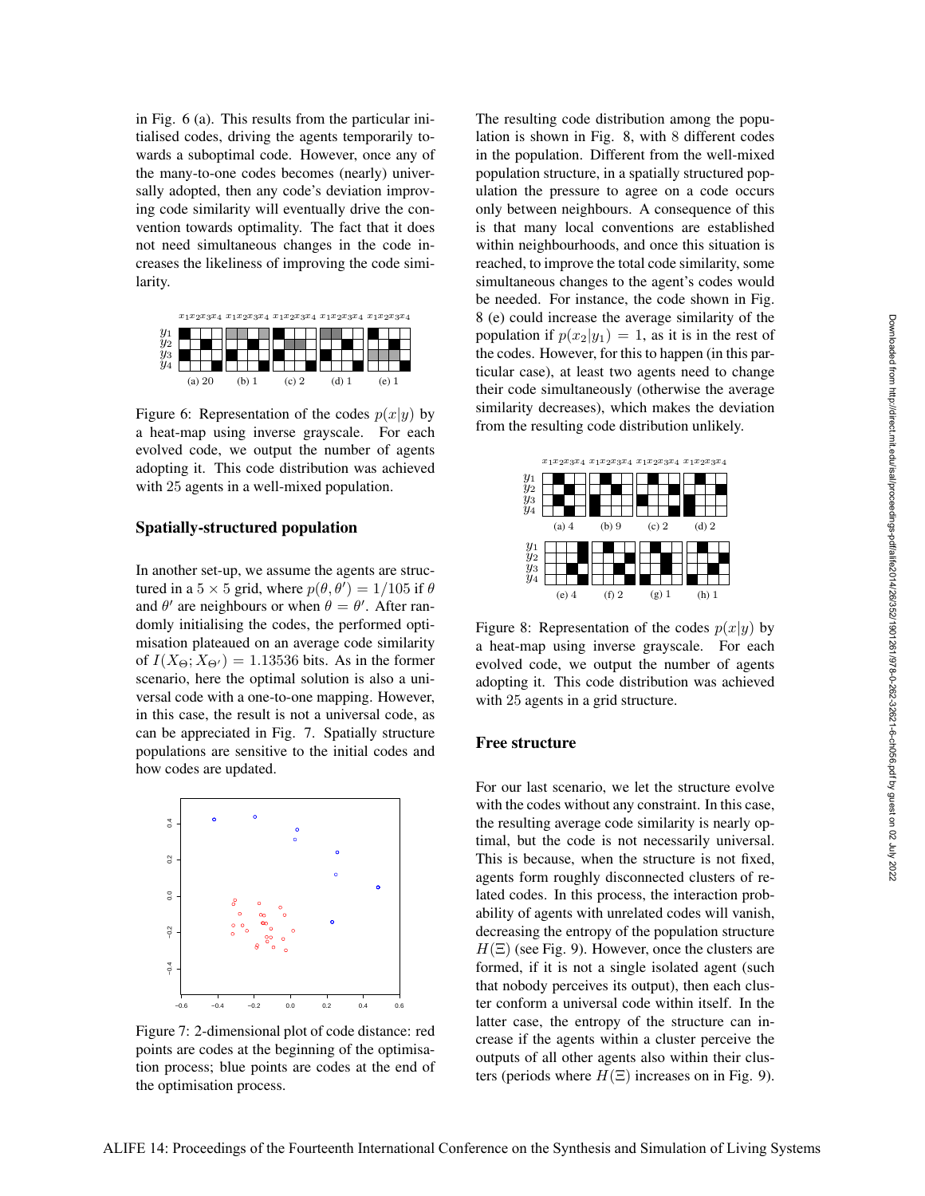in Fig. 6 (a). This results from the particular initialised codes, driving the agents temporarily towards a suboptimal code. However, once any of the many-to-one codes becomes (nearly) universally adopted, then any code's deviation improving code similarity will eventually drive the convention towards optimality. The fact that it does not need simultaneous changes in the code increases the likeliness of improving the code similarity.

Figure 6: Representation of the codes $p(x|y)$ by a heat-map using inverse grayscale. For each evolved code, we output the number of agents adopting it. This code distribution was achieved with 25 agents in a well-mixed population.

### Spatially-structured population

In another set-up, we assume the agents are structured in a $5 \times 5$ grid, where $p(\theta, \theta') = 1/105$ if $\theta$ and $\theta'$ are neighbours or when $\theta = \theta'$. After randomly initialising the codes, the performed optimisation plateaued on an average code similarity of $I(X_\Theta; X_{\Theta'}) = 1.13536$ bits. As in the former scenario, here the optimal solution is also a universal code with a one-to-one mapping. However, in this case, the result is not a universal code, as can be appreciated in Fig. 7. Spatially structure populations are sensitive to the initial codes and how codes are updated.

Figure 7: 2-dimensional plot of code distance: red points are codes at the beginning of the optimisation process; blue points are codes at the end of the optimisation process.

The resulting code distribution among the population is shown in Fig. 8, with 8 different codes in the population. Different from the well-mixed population structure, in a spatially structured population the pressure to agree on a code occurs only between neighbours. A consequence of this is that many local conventions are established within neighbourhoods, and once this situation is reached, to improve the total code similarity, some simultaneous changes to the agent's codes would be needed. For instance, the code shown in Fig. 8 (e) could increase the average similarity of the population if $p(x_2|y_1) = 1$, as it is in the rest of the codes. However, for this to happen (in this particular case), at least two agents need to change their code simultaneously (otherwise the average similarity decreases), which makes the deviation from the resulting code distribution unlikely.

Figure 8: Representation of the codes $p(x|y)$ by a heat-map using inverse grayscale. For each evolved code, we output the number of agents adopting it. This code distribution was achieved with 25 agents in a grid structure.

### Free structure

For our last scenario, we let the structure evolve with the codes without any constraint. In this case, the resulting average code similarity is nearly optimal, but the code is not necessarily universal. This is because, when the structure is not fixed, agents form roughly disconnected clusters of related codes. In this process, the interaction probability of agents with unrelated codes will vanish, decreasing the entropy of the population structure $H(\Xi)$ (see Fig. 9). However, once the clusters are formed, if it is not a single isolated agent (such that nobody perceives its output), then each cluster conform a universal code within itself. In the latter case, the entropy of the structure can increase if the agents within a cluster perceive the outputs of all other agents also within their clusters (periods where $H(\Xi)$ increases on in Fig. 9).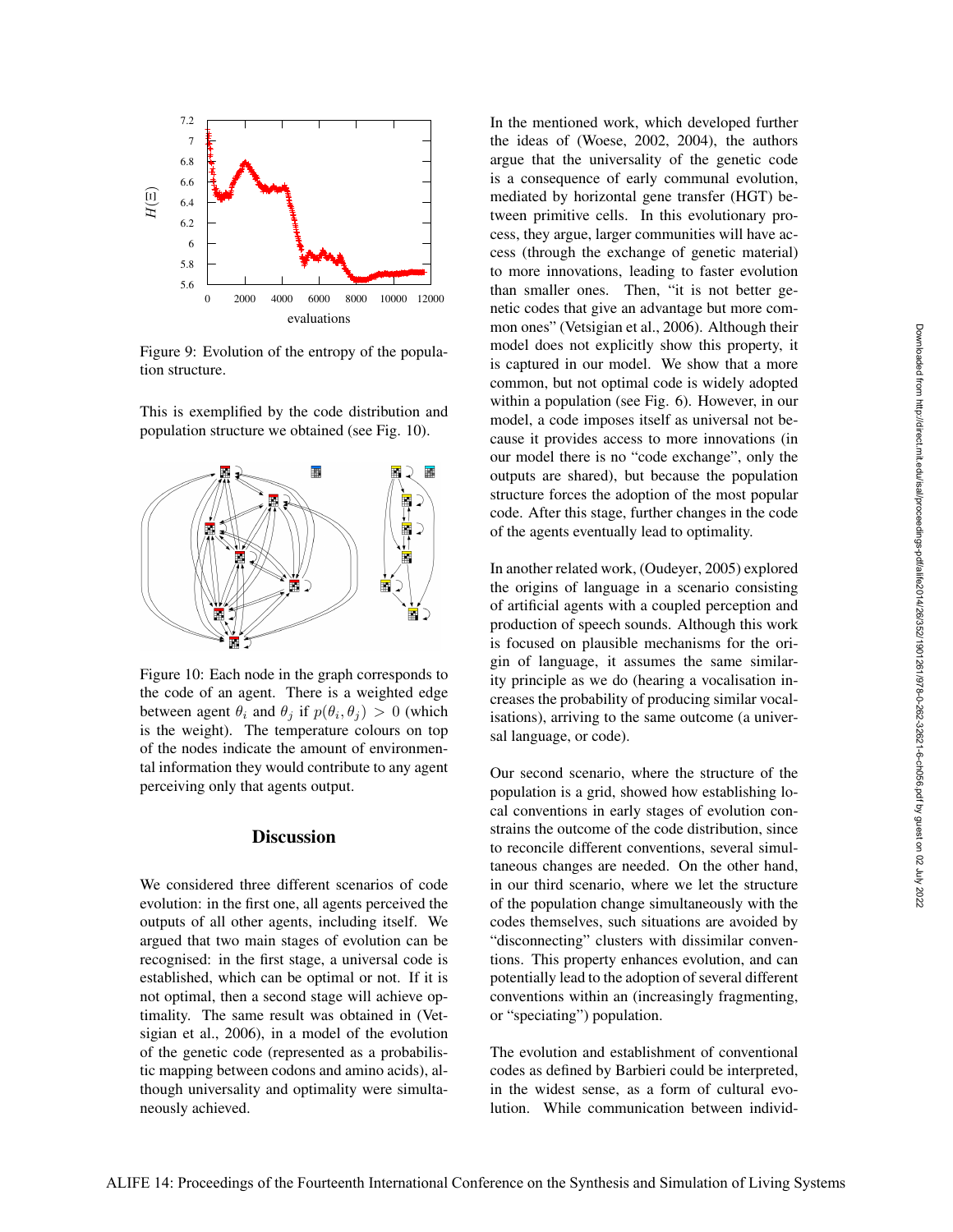Figure 9: Evolution of the entropy of the population structure.

This is exemplified by the code distribution and population structure we obtained (see Fig. 10).

Figure 10: Each node in the graph corresponds to the code of an agent. There is a weighted edge between agent $\theta_i$ and $\theta_j$ if $p(\theta_i, \theta_j) > 0$ (which is the weight). The temperature colours on top of the nodes indicate the amount of environmental information they would contribute to any agent perceiving only that agents output.

## Discussion

We considered three different scenarios of code evolution: in the first one, all agents perceived the outputs of all other agents, including itself. We argued that two main stages of evolution can be recognised: in the first stage, a universal code is established, which can be optimal or not. If it is not optimal, then a second stage will achieve optimality. The same result was obtained in (Vetsigian et al., 2006), in a model of the evolution of the genetic code (represented as a probabilistic mapping between codons and amino acids), although universality and optimality were simultaneously achieved.

In the mentioned work, which developed further the ideas of (Woese, 2002, 2004), the authors argue that the universality of the genetic code is a consequence of early communal evolution, mediated by horizontal gene transfer (HGT) between primitive cells. In this evolutionary process, they argue, larger communities will have access (through the exchange of genetic material) to more innovations, leading to faster evolution than smaller ones. Then, "it is not better genetic codes that give an advantage but more common ones" (Vetsigian et al., 2006). Although their model does not explicitly show this property, it is captured in our model. We show that a more common, but not optimal code is widely adopted within a population (see Fig. 6). However, in our model, a code imposes itself as universal not because it provides access to more innovations (in our model there is no "code exchange", only the outputs are shared), but because the population structure forces the adoption of the most popular code. After this stage, further changes in the code of the agents eventually lead to optimality.

In another related work, (Oudeyer, 2005) explored the origins of language in a scenario consisting of artificial agents with a coupled perception and production of speech sounds. Although this work is focused on plausible mechanisms for the origin of language, it assumes the same similarity principle as we do (hearing a vocalisation increases the probability of producing similar vocalisations), arriving to the same outcome (a universal language, or code).

Our second scenario, where the structure of the population is a grid, showed how establishing local conventions in early stages of evolution constrains the outcome of the code distribution, since to reconcile different conventions, several simultaneous changes are needed. On the other hand, in our third scenario, where we let the structure of the population change simultaneously with the codes themselves, such situations are avoided by "disconnecting" clusters with dissimilar conventions. This property enhances evolution, and can potentially lead to the adoption of several different conventions within an (increasingly fragmenting, or "speciating") population.

The evolution and establishment of conventional codes as defined by Barbieri could be interpreted, in the widest sense, as a form of cultural evolution. While communication between individ-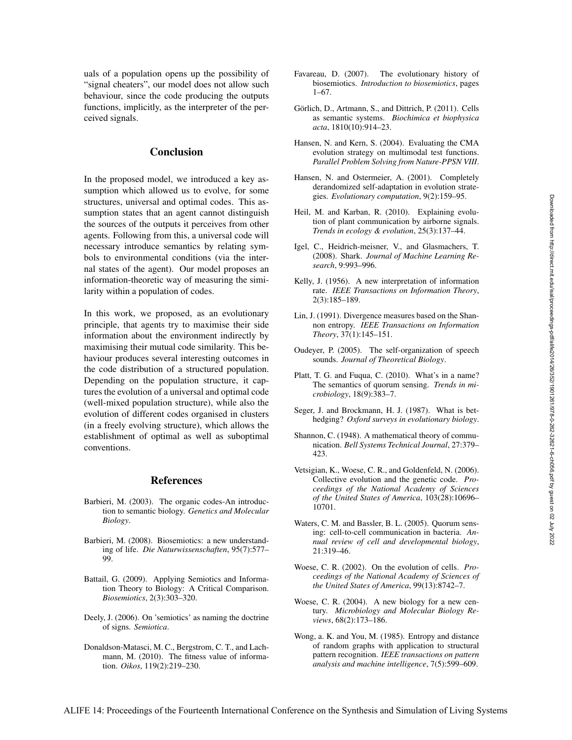uals of a population opens up the possibility of "signal cheaters", our model does not allow such behaviour, since the code producing the outputs functions, implicitly, as the interpreter of the perceived signals.

## Conclusion

In the proposed model, we introduced a key assumption which allowed us to evolve, for some structures, universal and optimal codes. This assumption states that an agent cannot distinguish the sources of the outputs it perceives from other agents. Following from this, a universal code will necessary introduce semantics by relating symbols to environmental conditions (via the internal states of the agent). Our model proposes an information-theoretic way of measuring the similarity within a population of codes.

In this work, we proposed, as an evolutionary principle, that agents try to maximise their side information about the environment indirectly by maximising their mutual code similarity. This behaviour produces several interesting outcomes in the code distribution of a structured population. Depending on the population structure, it captures the evolution of a universal and optimal code (well-mixed population structure), while also the evolution of different codes organised in clusters (in a freely evolving structure), which allows the establishment of optimal as well as suboptimal conventions.

## References

Barbieri, M. (2003). The organic codes-An introduction to semantic biology. *Genetics and Molecular Biology*.

Barbieri, M. (2008). Biosemiotics: a new understanding of life. *Die Naturwissenschaften*, 95(7):577–99.

Battail, G. (2009). Applying Semiotics and Information Theory to Biology: A Critical Comparison. *Biosemiotics*, 2(3):303–320.

Deely, J. (2006). On 'semiotics' as naming the doctrine of signs. *Semiotica*.

Donaldson-Matasci, M. C., Bergstrom, C. T., and Lachmann, M. (2010). The fitness value of information. *Oikos*, 119(2):219–230.

Favareau, D. (2007). The evolutionary history of biosemiotics. *Introduction to biosemiotics*, pages 1–67.

Görlich, D., Artmann, S., and Dittrich, P. (2011). Cells as semantic systems. *Biochimica et biophysica acta*, 1810(10):914–23.

Hansen, N. and Kern, S. (2004). Evaluating the CMA evolution strategy on multimodal test functions. *Parallel Problem Solving from Nature-PPSN VIII*.

Hansen, N. and Ostermeier, A. (2001). Completely derandomized self-adaptation in evolution strategies. *Evolutionary computation*, 9(2):159–95.

Heil, M. and Karban, R. (2010). Explaining evolution of plant communication by airborne signals. *Trends in ecology & evolution*, 25(3):137–44.

Igel, C., Heidrich-meisner, V., and Glasmachers, T. (2008). Shark. *Journal of Machine Learning Research*, 9:993–996.

Kelly, J. (1956). A new interpretation of information rate. *IEEE Transactions on Information Theory*, 2(3):185–189.

Lin, J. (1991). Divergence measures based on the Shannon entropy. *IEEE Transactions on Information Theory*, 37(1):145–151.

Oudeyer, P. (2005). The self-organization of speech sounds. *Journal of Theoretical Biology*.

Platt, T. G. and Fuqua, C. (2010). What's in a name? The semantics of quorum sensing. *Trends in microbiology*, 18(9):383–7.

Seger, J. and Brockmann, H. J. (1987). What is bet-hedging? *Oxford surveys in evolutionary biology*.

Shannon, C. (1948). A mathematical theory of communication. *Bell Systems Technical Journal*, 27:379–423.

Vetsigian, K., Woese, C. R., and Goldenfeld, N. (2006). Collective evolution and the genetic code. *Proceedings of the National Academy of Sciences of the United States of America*, 103(28):10696–10701.

Waters, C. M. and Bassler, B. L. (2005). Quorum sensing: cell-to-cell communication in bacteria. *Annual review of cell and developmental biology*, 21:319–46.

Woese, C. R. (2002). On the evolution of cells. *Proceedings of the National Academy of Sciences of the United States of America*, 99(13):8742–7.

Woese, C. R. (2004). A new biology for a new century. *Microbiology and Molecular Biology Reviews*, 68(2):173–186.

Wong, a. K. and You, M. (1985). Entropy and distance of random graphs with application to structural pattern recognition. *IEEE transactions on pattern analysis and machine intelligence*, 7(5):599–609.